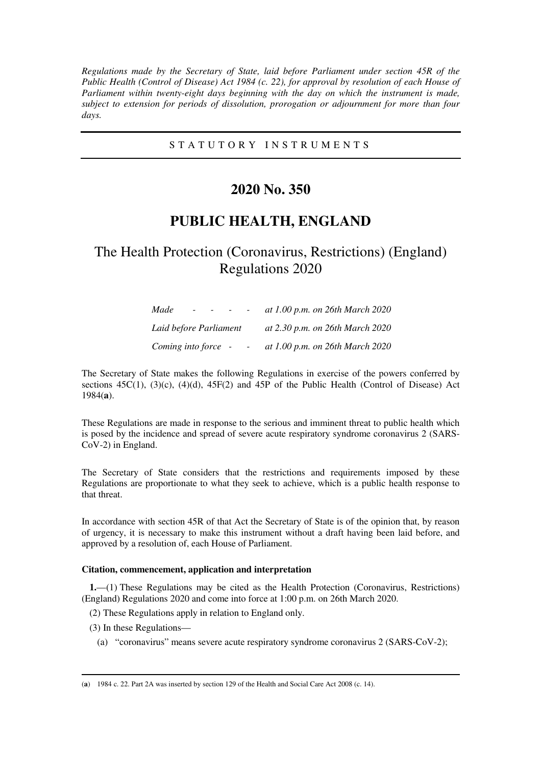*Regulations made by the Secretary of State, laid before Parliament under section 45R of the Public Health (Control of Disease) Act 1984 (c. 22), for approval by resolution of each House of Parliament within twenty-eight days beginning with the day on which the instrument is made, subject to extension for periods of dissolution, prorogation or adjournment for more than four days.*

---

STATUTORY INSTRUMENTS

---

# 2020 No. 350

# PUBLIC HEALTH, ENGLAND

## The Health Protection (Coronavirus, Restrictions) (England) Regulations 2020

| | |
|---|---|
| *Made - - - -* | *at 1.00 p.m. on 26th March 2020* |
| *Laid before Parliament* | *at 2.30 p.m. on 26th March 2020* |
| *Coming into force - -* | *at 1.00 p.m. on 26th March 2020* |

The Secretary of State makes the following Regulations in exercise of the powers conferred by sections 45C(1), (3)(c), (4)(d), 45F(2) and 45P of the Public Health (Control of Disease) Act 1984(**a**).

These Regulations are made in response to the serious and imminent threat to public health which is posed by the incidence and spread of severe acute respiratory syndrome coronavirus 2 (SARS-CoV-2) in England.

The Secretary of State considers that the restrictions and requirements imposed by these Regulations are proportionate to what they seek to achieve, which is a public health response to that threat.

In accordance with section 45R of that Act the Secretary of State is of the opinion that, by reason of urgency, it is necessary to make this instrument without a draft having been laid before, and approved by a resolution of, each House of Parliament.

### Citation, commencement, application and interpretation

**1.**—(1) These Regulations may be cited as the Health Protection (Coronavirus, Restrictions) (England) Regulations 2020 and come into force at 1:00 p.m. on 26th March 2020.

(2) These Regulations apply in relation to England only.

(3) In these Regulations—

(a) "coronavirus" means severe acute respiratory syndrome coronavirus 2 (SARS-CoV-2);

---

(**a**) 1984 c. 22. Part 2A was inserted by section 129 of the Health and Social Care Act 2008 (c. 14).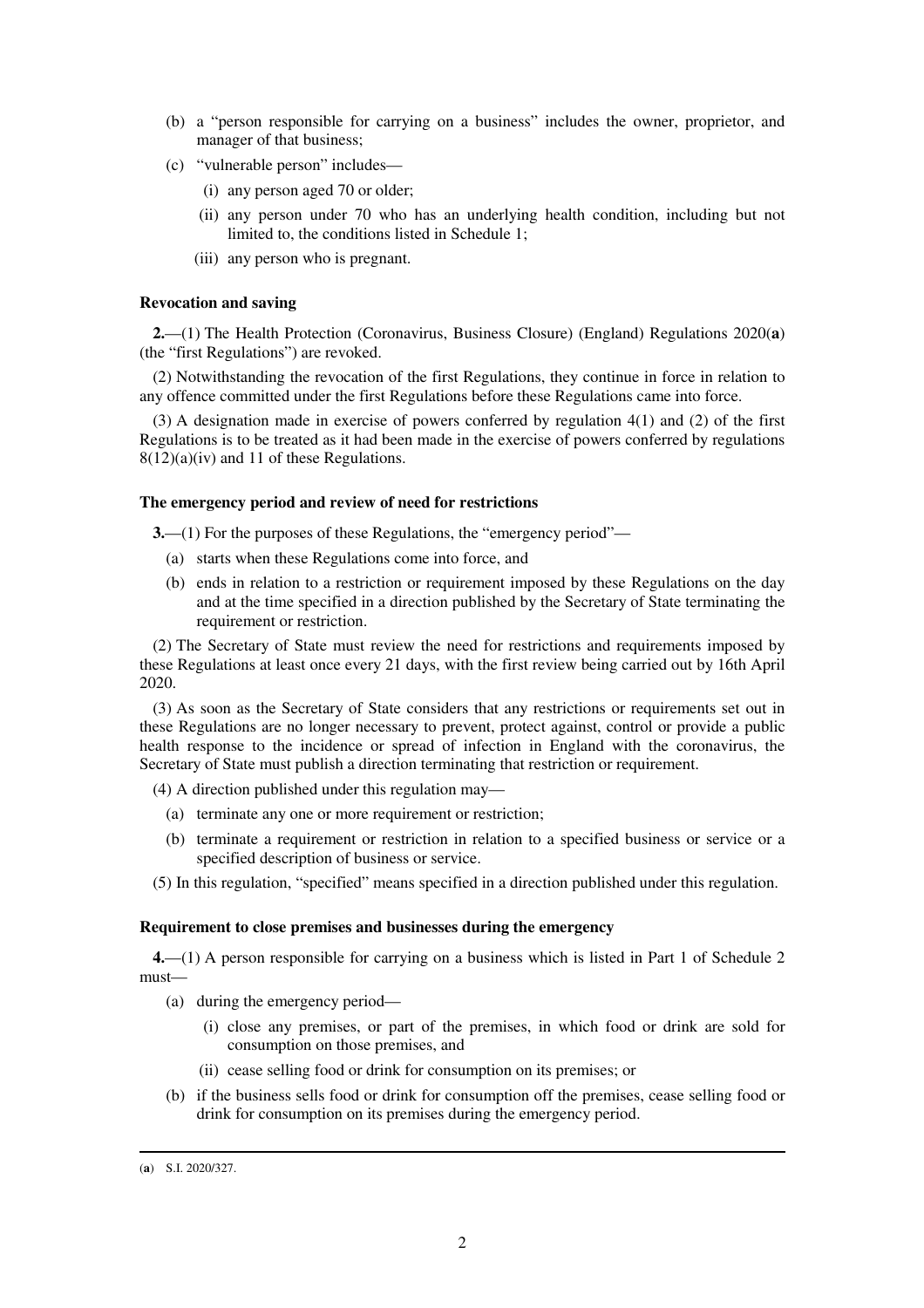(b) a "person responsible for carrying on a business" includes the owner, proprietor, and manager of that business;

(c) "vulnerable person" includes—

(i) any person aged 70 or older;

(ii) any person under 70 who has an underlying health condition, including but not limited to, the conditions listed in Schedule 1;

(iii) any person who is pregnant.

**Revocation and saving**

**2.**—(1) The Health Protection (Coronavirus, Business Closure) (England) Regulations 2020(**a**) (the "first Regulations") are revoked.

(2) Notwithstanding the revocation of the first Regulations, they continue in force in relation to any offence committed under the first Regulations before these Regulations came into force.

(3) A designation made in exercise of powers conferred by regulation 4(1) and (2) of the first Regulations is to be treated as it had been made in the exercise of powers conferred by regulations 8(12)(a)(iv) and 11 of these Regulations.

**The emergency period and review of need for restrictions**

**3.**—(1) For the purposes of these Regulations, the "emergency period"—

(a) starts when these Regulations come into force, and

(b) ends in relation to a restriction or requirement imposed by these Regulations on the day and at the time specified in a direction published by the Secretary of State terminating the requirement or restriction.

(2) The Secretary of State must review the need for restrictions and requirements imposed by these Regulations at least once every 21 days, with the first review being carried out by 16th April 2020.

(3) As soon as the Secretary of State considers that any restrictions or requirements set out in these Regulations are no longer necessary to prevent, protect against, control or provide a public health response to the incidence or spread of infection in England with the coronavirus, the Secretary of State must publish a direction terminating that restriction or requirement.

(4) A direction published under this regulation may—

(a) terminate any one or more requirement or restriction;

(b) terminate a requirement or restriction in relation to a specified business or service or a specified description of business or service.

(5) In this regulation, "specified" means specified in a direction published under this regulation.

**Requirement to close premises and businesses during the emergency**

**4.**—(1) A person responsible for carrying on a business which is listed in Part 1 of Schedule 2 must—

(a) during the emergency period—

(i) close any premises, or part of the premises, in which food or drink are sold for consumption on those premises, and

(ii) cease selling food or drink for consumption on its premises; or

(b) if the business sells food or drink for consumption off the premises, cease selling food or drink for consumption on its premises during the emergency period.

---

(**a**) S.I. 2020/327.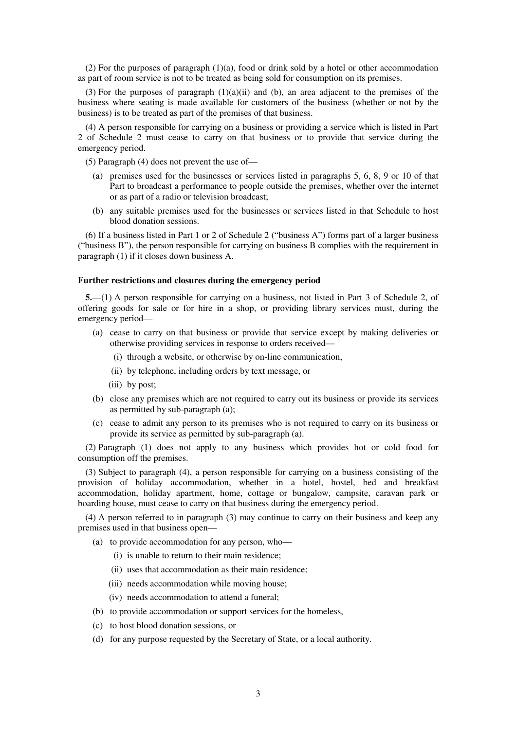(2) For the purposes of paragraph (1)(a), food or drink sold by a hotel or other accommodation as part of room service is not to be treated as being sold for consumption on its premises.

(3) For the purposes of paragraph (1)(a)(ii) and (b), an area adjacent to the premises of the business where seating is made available for customers of the business (whether or not by the business) is to be treated as part of the premises of that business.

(4) A person responsible for carrying on a business or providing a service which is listed in Part 2 of Schedule 2 must cease to carry on that business or to provide that service during the emergency period.

(5) Paragraph (4) does not prevent the use of—

- (a) premises used for the businesses or services listed in paragraphs 5, 6, 8, 9 or 10 of that Part to broadcast a performance to people outside the premises, whether over the internet or as part of a radio or television broadcast;
- (b) any suitable premises used for the businesses or services listed in that Schedule to host blood donation sessions.

(6) If a business listed in Part 1 or 2 of Schedule 2 ("business A") forms part of a larger business ("business B"), the person responsible for carrying on business B complies with the requirement in paragraph (1) if it closes down business A.

### Further restrictions and closures during the emergency period

**5.**—(1) A person responsible for carrying on a business, not listed in Part 3 of Schedule 2, of offering goods for sale or for hire in a shop, or providing library services must, during the emergency period—

- (a) cease to carry on that business or provide that service except by making deliveries or otherwise providing services in response to orders received—
  - (i) through a website, or otherwise by on-line communication,
  - (ii) by telephone, including orders by text message, or
  - (iii) by post;
- (b) close any premises which are not required to carry out its business or provide its services as permitted by sub-paragraph (a);
- (c) cease to admit any person to its premises who is not required to carry on its business or provide its service as permitted by sub-paragraph (a).

(2) Paragraph (1) does not apply to any business which provides hot or cold food for consumption off the premises.

(3) Subject to paragraph (4), a person responsible for carrying on a business consisting of the provision of holiday accommodation, whether in a hotel, hostel, bed and breakfast accommodation, holiday apartment, home, cottage or bungalow, campsite, caravan park or boarding house, must cease to carry on that business during the emergency period.

(4) A person referred to in paragraph (3) may continue to carry on their business and keep any premises used in that business open—

- (a) to provide accommodation for any person, who—
  - (i) is unable to return to their main residence;
  - (ii) uses that accommodation as their main residence;
  - (iii) needs accommodation while moving house;
  - (iv) needs accommodation to attend a funeral;
- (b) to provide accommodation or support services for the homeless,
- (c) to host blood donation sessions, or
- (d) for any purpose requested by the Secretary of State, or a local authority.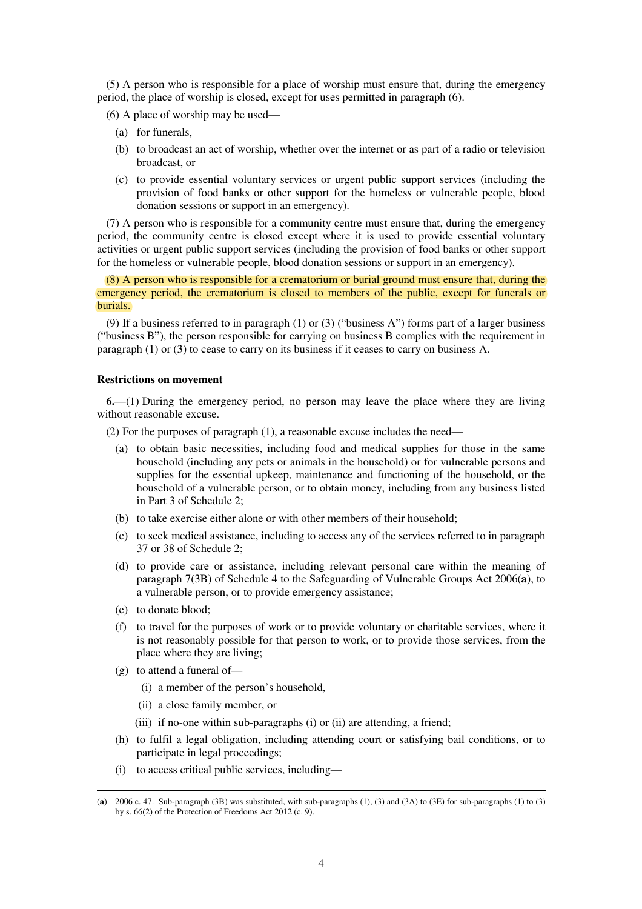(5) A person who is responsible for a place of worship must ensure that, during the emergency period, the place of worship is closed, except for uses permitted in paragraph (6).

(6) A place of worship may be used—

- (a) for funerals,
- (b) to broadcast an act of worship, whether over the internet or as part of a radio or television broadcast, or
- (c) to provide essential voluntary services or urgent public support services (including the provision of food banks or other support for the homeless or vulnerable people, blood donation sessions or support in an emergency).

(7) A person who is responsible for a community centre must ensure that, during the emergency period, the community centre is closed except where it is used to provide essential voluntary activities or urgent public support services (including the provision of food banks or other support for the homeless or vulnerable people, blood donation sessions or support in an emergency).

(8) A person who is responsible for a crematorium or burial ground must ensure that, during the emergency period, the crematorium is closed to members of the public, except for funerals or burials.

(9) If a business referred to in paragraph (1) or (3) ("business A") forms part of a larger business ("business B"), the person responsible for carrying on business B complies with the requirement in paragraph (1) or (3) to cease to carry on its business if it ceases to carry on business A.

**Restrictions on movement**

**6.**—(1) During the emergency period, no person may leave the place where they are living without reasonable excuse.

(2) For the purposes of paragraph (1), a reasonable excuse includes the need—

- (a) to obtain basic necessities, including food and medical supplies for those in the same household (including any pets or animals in the household) or for vulnerable persons and supplies for the essential upkeep, maintenance and functioning of the household, or the household of a vulnerable person, or to obtain money, including from any business listed in Part 3 of Schedule 2;
- (b) to take exercise either alone or with other members of their household;
- (c) to seek medical assistance, including to access any of the services referred to in paragraph 37 or 38 of Schedule 2;
- (d) to provide care or assistance, including relevant personal care within the meaning of paragraph 7(3B) of Schedule 4 to the Safeguarding of Vulnerable Groups Act 2006(**a**), to a vulnerable person, or to provide emergency assistance;
- (e) to donate blood;
- (f) to travel for the purposes of work or to provide voluntary or charitable services, where it is not reasonably possible for that person to work, or to provide those services, from the place where they are living;
- (g) to attend a funeral of—
  - (i) a member of the person's household,
  - (ii) a close family member, or
  - (iii) if no-one within sub-paragraphs (i) or (ii) are attending, a friend;
- (h) to fulfil a legal obligation, including attending court or satisfying bail conditions, or to participate in legal proceedings;
- (i) to access critical public services, including—

(**a**) 2006 c. 47. Sub-paragraph (3B) was substituted, with sub-paragraphs (1), (3) and (3A) to (3E) for sub-paragraphs (1) to (3) by s. 66(2) of the Protection of Freedoms Act 2012 (c. 9).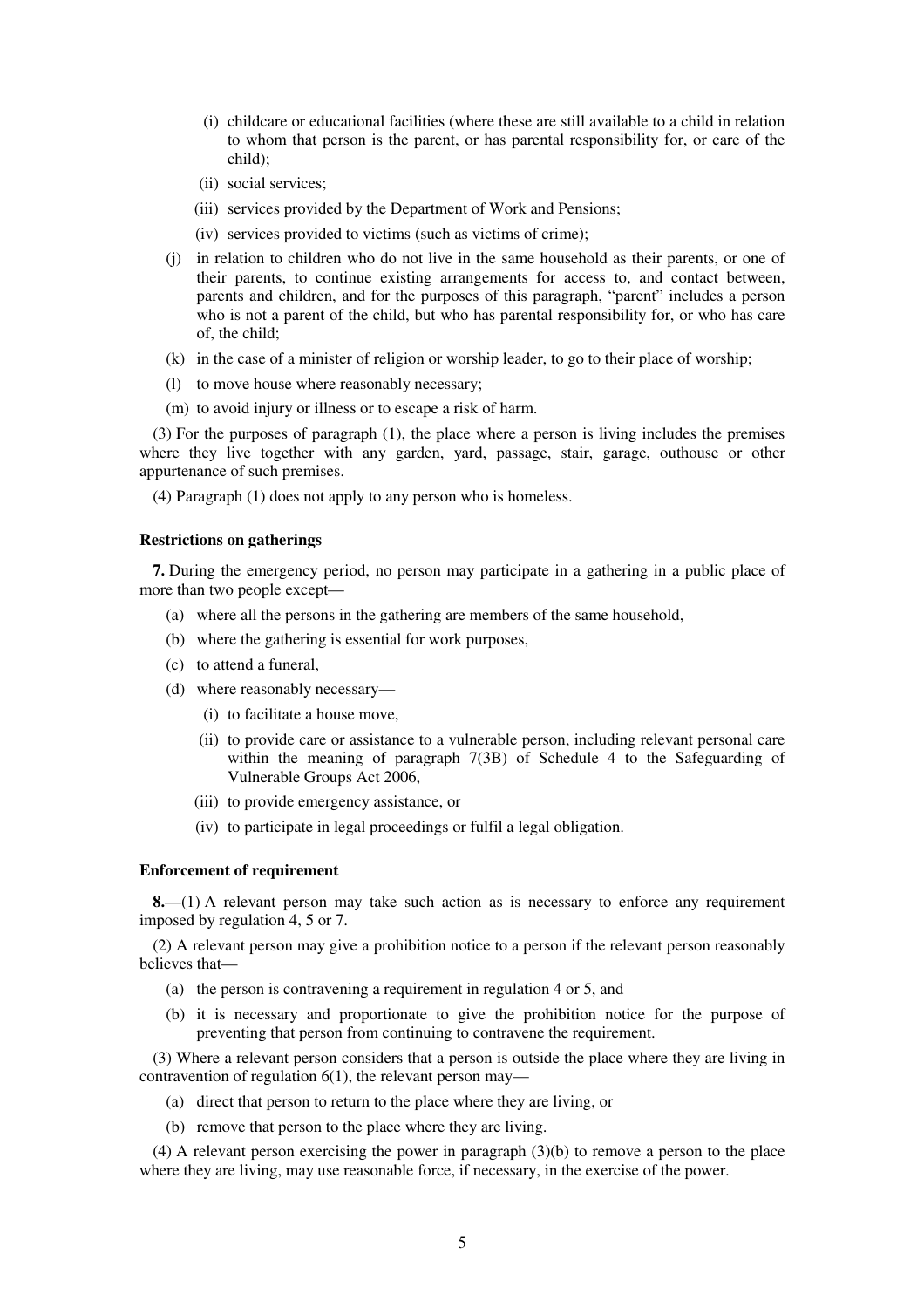(i) childcare or educational facilities (where these are still available to a child in relation to whom that person is the parent, or has parental responsibility for, or care of the child);

(ii) social services;

(iii) services provided by the Department of Work and Pensions;

(iv) services provided to victims (such as victims of crime);

(j) in relation to children who do not live in the same household as their parents, or one of their parents, to continue existing arrangements for access to, and contact between, parents and children, and for the purposes of this paragraph, "parent" includes a person who is not a parent of the child, but who has parental responsibility for, or who has care of, the child;

(k) in the case of a minister of religion or worship leader, to go to their place of worship;

(l) to move house where reasonably necessary;

(m) to avoid injury or illness or to escape a risk of harm.

(3) For the purposes of paragraph (1), the place where a person is living includes the premises where they live together with any garden, yard, passage, stair, garage, outhouse or other appurtenance of such premises.

(4) Paragraph (1) does not apply to any person who is homeless.

**Restrictions on gatherings**

**7.** During the emergency period, no person may participate in a gathering in a public place of more than two people except—

(a) where all the persons in the gathering are members of the same household,

(b) where the gathering is essential for work purposes,

(c) to attend a funeral,

(d) where reasonably necessary—

(i) to facilitate a house move,

(ii) to provide care or assistance to a vulnerable person, including relevant personal care within the meaning of paragraph 7(3B) of Schedule 4 to the Safeguarding of Vulnerable Groups Act 2006,

(iii) to provide emergency assistance, or

(iv) to participate in legal proceedings or fulfil a legal obligation.

**Enforcement of requirement**

**8.**—(1) A relevant person may take such action as is necessary to enforce any requirement imposed by regulation 4, 5 or 7.

(2) A relevant person may give a prohibition notice to a person if the relevant person reasonably believes that—

(a) the person is contravening a requirement in regulation 4 or 5, and

(b) it is necessary and proportionate to give the prohibition notice for the purpose of preventing that person from continuing to contravene the requirement.

(3) Where a relevant person considers that a person is outside the place where they are living in contravention of regulation 6(1), the relevant person may—

(a) direct that person to return to the place where they are living, or

(b) remove that person to the place where they are living.

(4) A relevant person exercising the power in paragraph (3)(b) to remove a person to the place where they are living, may use reasonable force, if necessary, in the exercise of the power.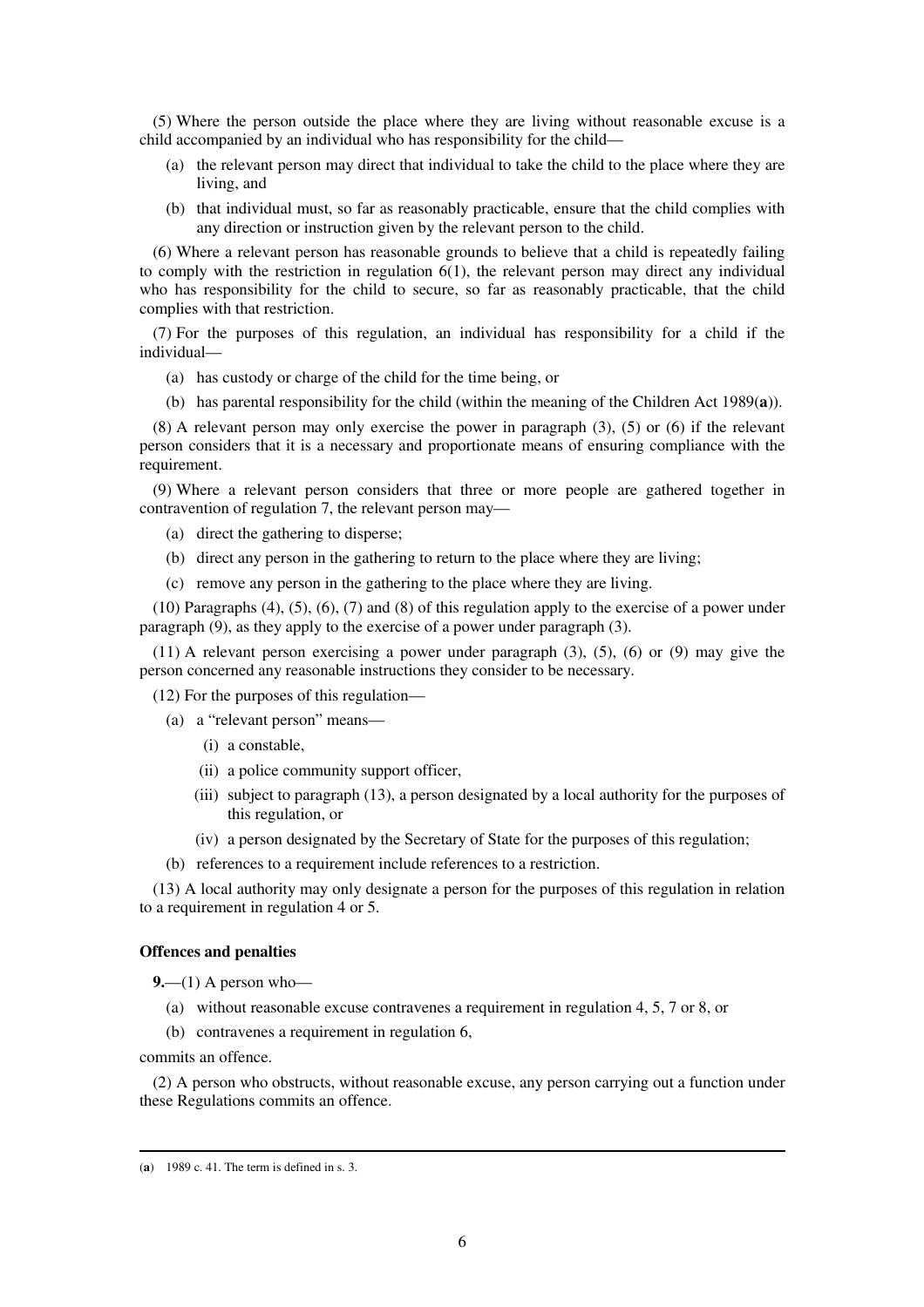(5) Where the person outside the place where they are living without reasonable excuse is a child accompanied by an individual who has responsibility for the child—

(a) the relevant person may direct that individual to take the child to the place where they are living, and

(b) that individual must, so far as reasonably practicable, ensure that the child complies with any direction or instruction given by the relevant person to the child.

(6) Where a relevant person has reasonable grounds to believe that a child is repeatedly failing to comply with the restriction in regulation 6(1), the relevant person may direct any individual who has responsibility for the child to secure, so far as reasonably practicable, that the child complies with that restriction.

(7) For the purposes of this regulation, an individual has responsibility for a child if the individual—

(a) has custody or charge of the child for the time being, or

(b) has parental responsibility for the child (within the meaning of the Children Act 1989(**a**)).

(8) A relevant person may only exercise the power in paragraph (3), (5) or (6) if the relevant person considers that it is a necessary and proportionate means of ensuring compliance with the requirement.

(9) Where a relevant person considers that three or more people are gathered together in contravention of regulation 7, the relevant person may—

(a) direct the gathering to disperse;

(b) direct any person in the gathering to return to the place where they are living;

(c) remove any person in the gathering to the place where they are living.

(10) Paragraphs (4), (5), (6), (7) and (8) of this regulation apply to the exercise of a power under paragraph (9), as they apply to the exercise of a power under paragraph (3).

(11) A relevant person exercising a power under paragraph (3), (5), (6) or (9) may give the person concerned any reasonable instructions they consider to be necessary.

(12) For the purposes of this regulation—

(a) a "relevant person" means—

(i) a constable,

(ii) a police community support officer,

(iii) subject to paragraph (13), a person designated by a local authority for the purposes of this regulation, or

(iv) a person designated by the Secretary of State for the purposes of this regulation;

(b) references to a requirement include references to a restriction.

(13) A local authority may only designate a person for the purposes of this regulation in relation to a requirement in regulation 4 or 5.

**Offences and penalties**

**9.**—(1) A person who—

(a) without reasonable excuse contravenes a requirement in regulation 4, 5, 7 or 8, or

(b) contravenes a requirement in regulation 6,

commits an offence.

(2) A person who obstructs, without reasonable excuse, any person carrying out a function under these Regulations commits an offence.

---

(**a**) 1989 c. 41. The term is defined in s. 3.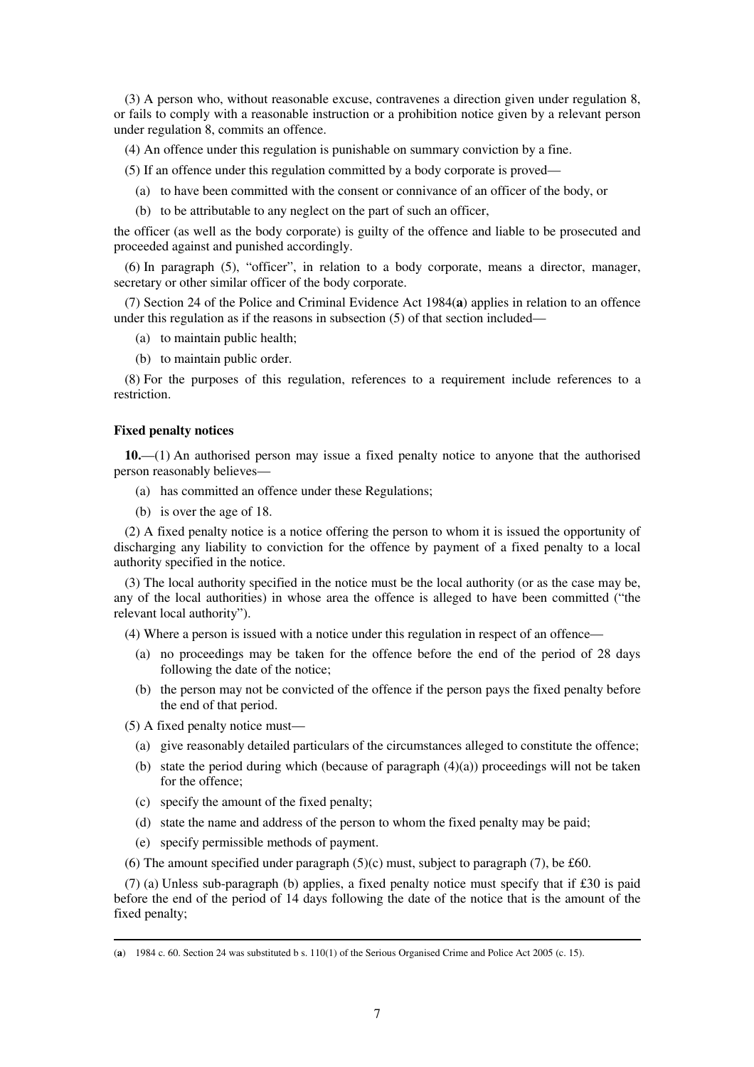(3) A person who, without reasonable excuse, contravenes a direction given under regulation 8, or fails to comply with a reasonable instruction or a prohibition notice given by a relevant person under regulation 8, commits an offence.

(4) An offence under this regulation is punishable on summary conviction by a fine.

(5) If an offence under this regulation committed by a body corporate is proved—

(a) to have been committed with the consent or connivance of an officer of the body, or

(b) to be attributable to any neglect on the part of such an officer,

the officer (as well as the body corporate) is guilty of the offence and liable to be prosecuted and proceeded against and punished accordingly.

(6) In paragraph (5), "officer", in relation to a body corporate, means a director, manager, secretary or other similar officer of the body corporate.

(7) Section 24 of the Police and Criminal Evidence Act 1984(**a**) applies in relation to an offence under this regulation as if the reasons in subsection (5) of that section included—

(a) to maintain public health;

(b) to maintain public order.

(8) For the purposes of this regulation, references to a requirement include references to a restriction.

**Fixed penalty notices**

**10.**—(1) An authorised person may issue a fixed penalty notice to anyone that the authorised person reasonably believes—

(a) has committed an offence under these Regulations;

(b) is over the age of 18.

(2) A fixed penalty notice is a notice offering the person to whom it is issued the opportunity of discharging any liability to conviction for the offence by payment of a fixed penalty to a local authority specified in the notice.

(3) The local authority specified in the notice must be the local authority (or as the case may be, any of the local authorities) in whose area the offence is alleged to have been committed ("the relevant local authority").

(4) Where a person is issued with a notice under this regulation in respect of an offence—

(a) no proceedings may be taken for the offence before the end of the period of 28 days following the date of the notice;

(b) the person may not be convicted of the offence if the person pays the fixed penalty before the end of that period.

(5) A fixed penalty notice must—

(a) give reasonably detailed particulars of the circumstances alleged to constitute the offence;

(b) state the period during which (because of paragraph (4)(a)) proceedings will not be taken for the offence;

(c) specify the amount of the fixed penalty;

(d) state the name and address of the person to whom the fixed penalty may be paid;

(e) specify permissible methods of payment.

(6) The amount specified under paragraph (5)(c) must, subject to paragraph (7), be £60.

(7) (a) Unless sub-paragraph (b) applies, a fixed penalty notice must specify that if £30 is paid before the end of the period of 14 days following the date of the notice that is the amount of the fixed penalty;

---

(**a**) 1984 c. 60. Section 24 was substituted b s. 110(1) of the Serious Organised Crime and Police Act 2005 (c. 15).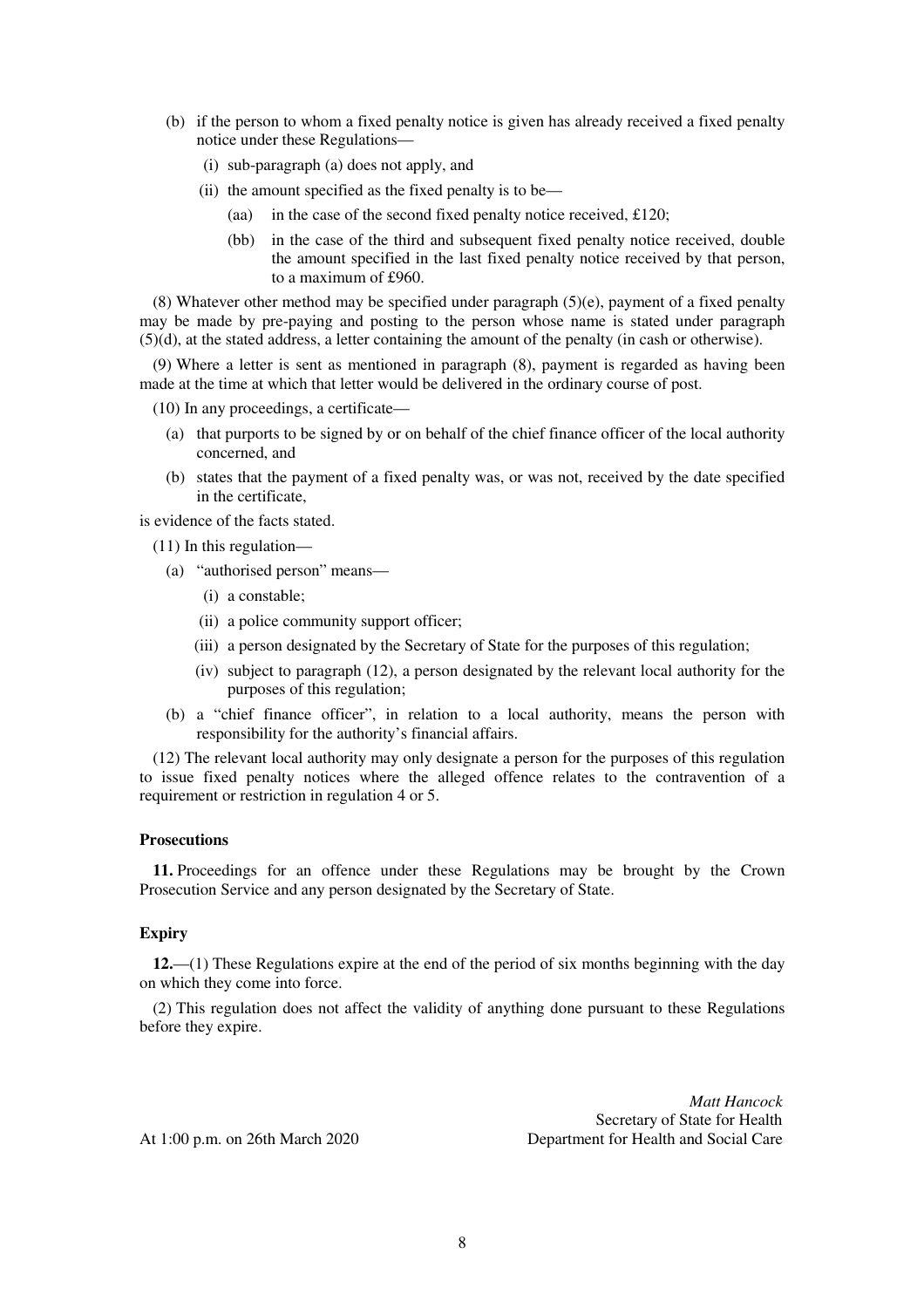(b) if the person to whom a fixed penalty notice is given has already received a fixed penalty notice under these Regulations—

(i) sub-paragraph (a) does not apply, and

(ii) the amount specified as the fixed penalty is to be—

(aa) in the case of the second fixed penalty notice received, £120;

(bb) in the case of the third and subsequent fixed penalty notice received, double the amount specified in the last fixed penalty notice received by that person, to a maximum of £960.

(8) Whatever other method may be specified under paragraph (5)(e), payment of a fixed penalty may be made by pre-paying and posting to the person whose name is stated under paragraph (5)(d), at the stated address, a letter containing the amount of the penalty (in cash or otherwise).

(9) Where a letter is sent as mentioned in paragraph (8), payment is regarded as having been made at the time at which that letter would be delivered in the ordinary course of post.

(10) In any proceedings, a certificate—

(a) that purports to be signed by or on behalf of the chief finance officer of the local authority concerned, and

(b) states that the payment of a fixed penalty was, or was not, received by the date specified in the certificate,

is evidence of the facts stated.

(11) In this regulation—

(a) "authorised person" means—

(i) a constable;

(ii) a police community support officer;

(iii) a person designated by the Secretary of State for the purposes of this regulation;

(iv) subject to paragraph (12), a person designated by the relevant local authority for the purposes of this regulation;

(b) a "chief finance officer", in relation to a local authority, means the person with responsibility for the authority's financial affairs.

(12) The relevant local authority may only designate a person for the purposes of this regulation to issue fixed penalty notices where the alleged offence relates to the contravention of a requirement or restriction in regulation 4 or 5.

**Prosecutions**

**11.** Proceedings for an offence under these Regulations may be brought by the Crown Prosecution Service and any person designated by the Secretary of State.

**Expiry**

**12.**—(1) These Regulations expire at the end of the period of six months beginning with the day on which they come into force.

(2) This regulation does not affect the validity of anything done pursuant to these Regulations before they expire.

*Matt Hancock*
Secretary of State for Health
Department for Health and Social Care

At 1:00 p.m. on 26th March 2020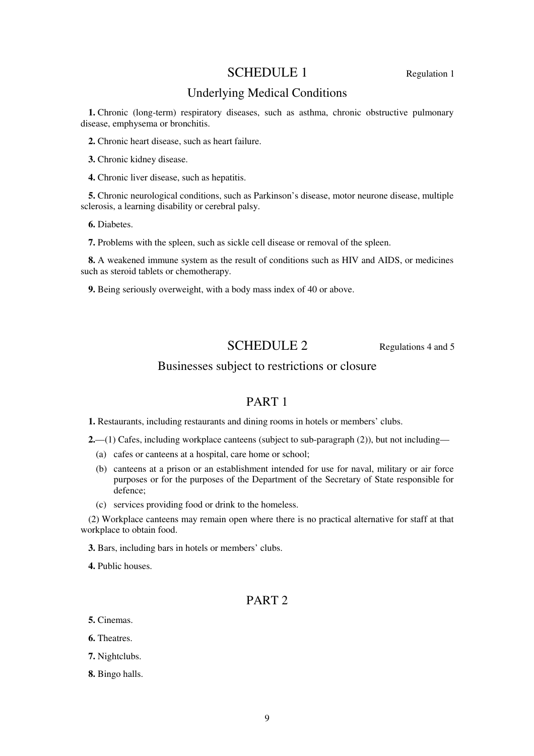# SCHEDULE 1

Regulation 1

## Underlying Medical Conditions

**1.** Chronic (long-term) respiratory diseases, such as asthma, chronic obstructive pulmonary disease, emphysema or bronchitis.

**2.** Chronic heart disease, such as heart failure.

**3.** Chronic kidney disease.

**4.** Chronic liver disease, such as hepatitis.

**5.** Chronic neurological conditions, such as Parkinson's disease, motor neurone disease, multiple sclerosis, a learning disability or cerebral palsy.

**6.** Diabetes.

**7.** Problems with the spleen, such as sickle cell disease or removal of the spleen.

**8.** A weakened immune system as the result of conditions such as HIV and AIDS, or medicines such as steroid tablets or chemotherapy.

**9.** Being seriously overweight, with a body mass index of 40 or above.

# SCHEDULE 2

Regulations 4 and 5

## Businesses subject to restrictions or closure

## PART 1

**1.** Restaurants, including restaurants and dining rooms in hotels or members' clubs.

**2.**—(1) Cafes, including workplace canteens (subject to sub-paragraph (2)), but not including—

(a) cafes or canteens at a hospital, care home or school;

(b) canteens at a prison or an establishment intended for use for naval, military or air force purposes or for the purposes of the Department of the Secretary of State responsible for defence;

(c) services providing food or drink to the homeless.

(2) Workplace canteens may remain open where there is no practical alternative for staff at that workplace to obtain food.

**3.** Bars, including bars in hotels or members' clubs.

**4.** Public houses.

## PART 2

**5.** Cinemas.

**6.** Theatres.

**7.** Nightclubs.

**8.** Bingo halls.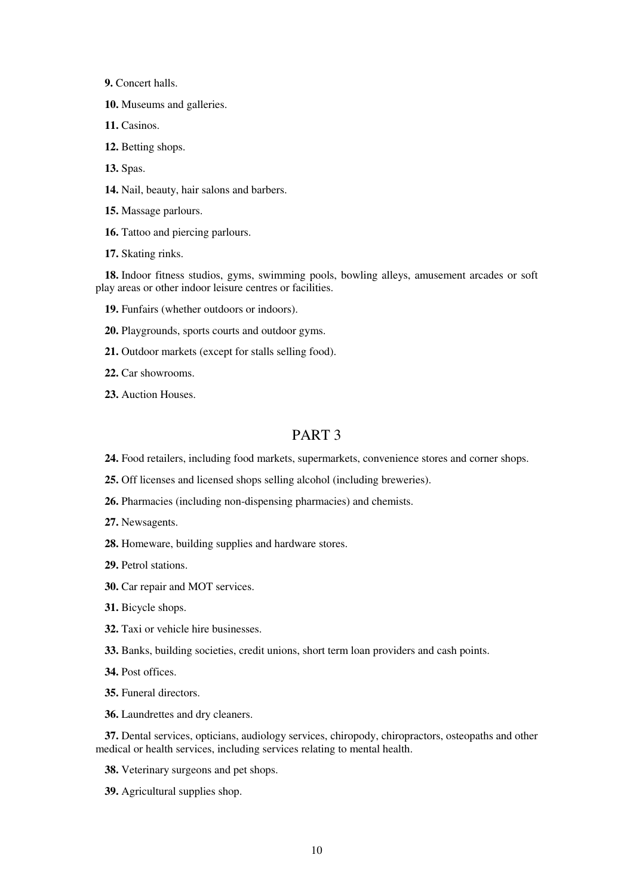**9.** Concert halls.

**10.** Museums and galleries.

**11.** Casinos.

**12.** Betting shops.

**13.** Spas.

**14.** Nail, beauty, hair salons and barbers.

**15.** Massage parlours.

**16.** Tattoo and piercing parlours.

**17.** Skating rinks.

**18.** Indoor fitness studios, gyms, swimming pools, bowling alleys, amusement arcades or soft play areas or other indoor leisure centres or facilities.

**19.** Funfairs (whether outdoors or indoors).

**20.** Playgrounds, sports courts and outdoor gyms.

**21.** Outdoor markets (except for stalls selling food).

**22.** Car showrooms.

**23.** Auction Houses.

## PART 3

**24.** Food retailers, including food markets, supermarkets, convenience stores and corner shops.

**25.** Off licenses and licensed shops selling alcohol (including breweries).

**26.** Pharmacies (including non-dispensing pharmacies) and chemists.

**27.** Newsagents.

**28.** Homeware, building supplies and hardware stores.

**29.** Petrol stations.

**30.** Car repair and MOT services.

**31.** Bicycle shops.

**32.** Taxi or vehicle hire businesses.

**33.** Banks, building societies, credit unions, short term loan providers and cash points.

**34.** Post offices.

**35.** Funeral directors.

**36.** Laundrettes and dry cleaners.

**37.** Dental services, opticians, audiology services, chiropody, chiropractors, osteopaths and other medical or health services, including services relating to mental health.

**38.** Veterinary surgeons and pet shops.

**39.** Agricultural supplies shop.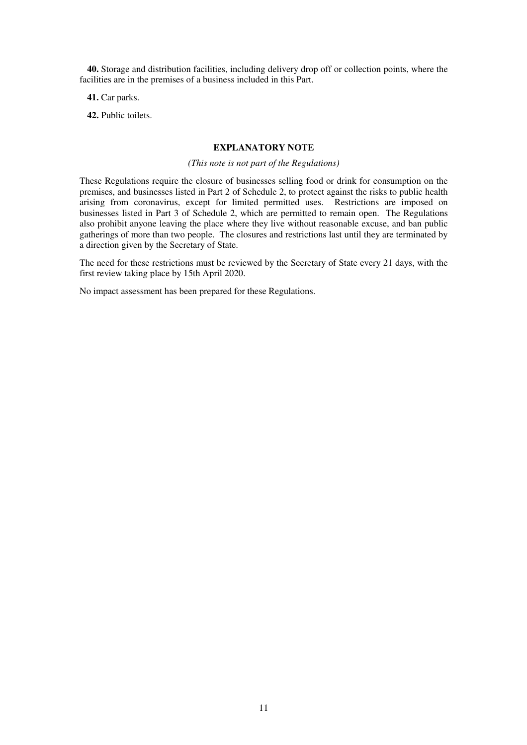**40.** Storage and distribution facilities, including delivery drop off or collection points, where the facilities are in the premises of a business included in this Part.

**41.** Car parks.

**42.** Public toilets.

## EXPLANATORY NOTE

*(This note is not part of the Regulations)*

These Regulations require the closure of businesses selling food or drink for consumption on the premises, and businesses listed in Part 2 of Schedule 2, to protect against the risks to public health arising from coronavirus, except for limited permitted uses. Restrictions are imposed on businesses listed in Part 3 of Schedule 2, which are permitted to remain open. The Regulations also prohibit anyone leaving the place where they live without reasonable excuse, and ban public gatherings of more than two people. The closures and restrictions last until they are terminated by a direction given by the Secretary of State.

The need for these restrictions must be reviewed by the Secretary of State every 21 days, with the first review taking place by 15th April 2020.

No impact assessment has been prepared for these Regulations.